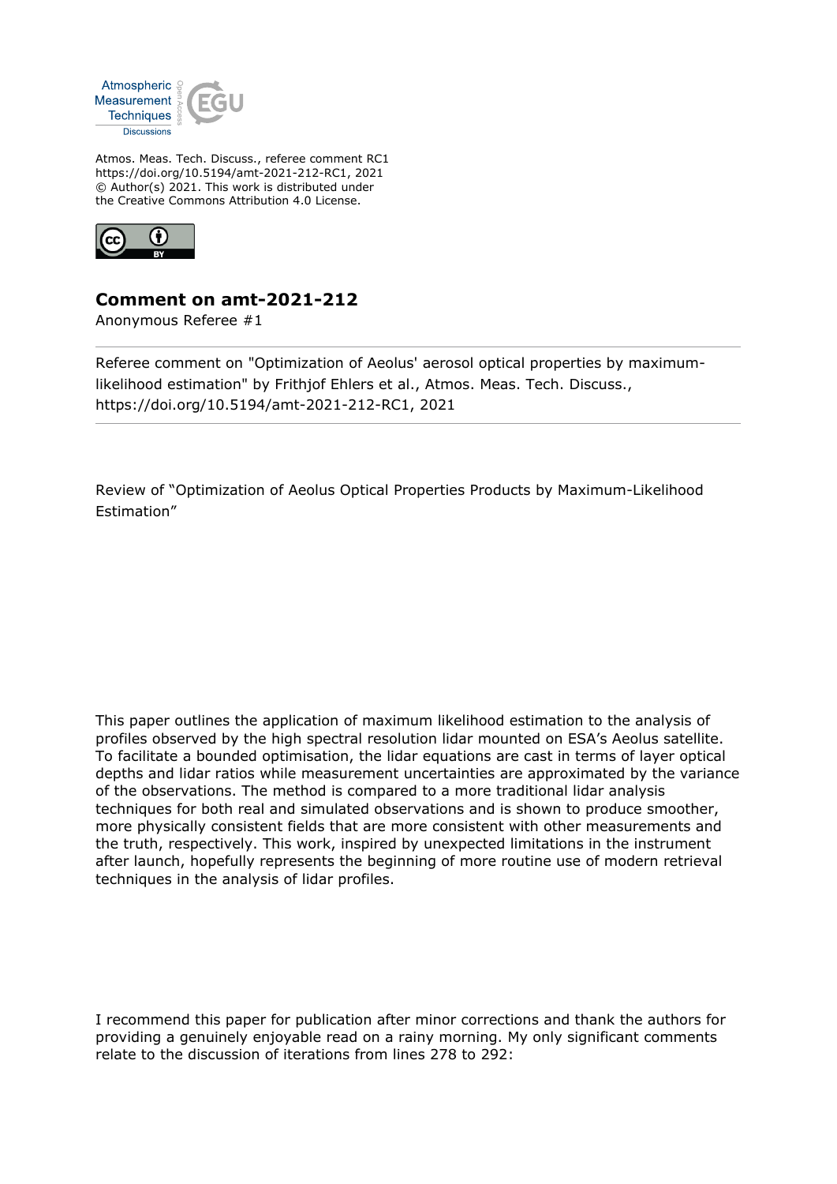Atmos. Meas. Tech. Discuss., referee comment RC1
https://doi.org/10.5194/amt-2021-212-RC1, 2021
© Author(s) 2021. This work is distributed under
the Creative Commons Attribution 4.0 License.

## Comment on amt-2021-212

Anonymous Referee #1

Referee comment on "Optimization of Aeolus' aerosol optical properties by maximum-likelihood estimation" by Frithjof Ehlers et al., Atmos. Meas. Tech. Discuss., https://doi.org/10.5194/amt-2021-212-RC1, 2021

Review of "Optimization of Aeolus Optical Properties Products by Maximum-Likelihood Estimation"

This paper outlines the application of maximum likelihood estimation to the analysis of profiles observed by the high spectral resolution lidar mounted on ESA's Aeolus satellite. To facilitate a bounded optimisation, the lidar equations are cast in terms of layer optical depths and lidar ratios while measurement uncertainties are approximated by the variance of the observations. The method is compared to a more traditional lidar analysis techniques for both real and simulated observations and is shown to produce smoother, more physically consistent fields that are more consistent with other measurements and the truth, respectively. This work, inspired by unexpected limitations in the instrument after launch, hopefully represents the beginning of more routine use of modern retrieval techniques in the analysis of lidar profiles.

I recommend this paper for publication after minor corrections and thank the authors for providing a genuinely enjoyable read on a rainy morning. My only significant comments relate to the discussion of iterations from lines 278 to 292: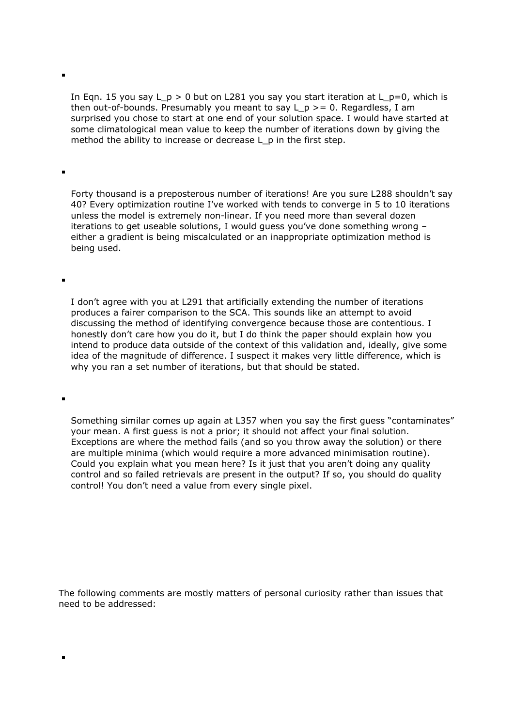- In Eqn. 15 you say $L_p > 0$ but on L281 you say you start iteration at $L_p=0$, which is then out-of-bounds. Presumably you meant to say $L_p >= 0$. Regardless, I am surprised you chose to start at one end of your solution space. I would have started at some climatological mean value to keep the number of iterations down by giving the method the ability to increase or decrease $L_p$ in the first step.

- Forty thousand is a preposterous number of iterations! Are you sure L288 shouldn't say 40? Every optimization routine I've worked with tends to converge in 5 to 10 iterations unless the model is extremely non-linear. If you need more than several dozen iterations to get useable solutions, I would guess you've done something wrong – either a gradient is being miscalculated or an inappropriate optimization method is being used.

- I don't agree with you at L291 that artificially extending the number of iterations produces a fairer comparison to the SCA. This sounds like an attempt to avoid discussing the method of identifying convergence because those are contentious. I honestly don't care how you do it, but I do think the paper should explain how you intend to produce data outside of the context of this validation and, ideally, give some idea of the magnitude of difference. I suspect it makes very little difference, which is why you ran a set number of iterations, but that should be stated.

- Something similar comes up again at L357 when you say the first guess "contaminates" your mean. A first guess is not a prior; it should not affect your final solution. Exceptions are where the method fails (and so you throw away the solution) or there are multiple minima (which would require a more advanced minimisation routine). Could you explain what you mean here? Is it just that you aren't doing any quality control and so failed retrievals are present in the output? If so, you should do quality control! You don't need a value from every single pixel.

The following comments are mostly matters of personal curiosity rather than issues that need to be addressed:

-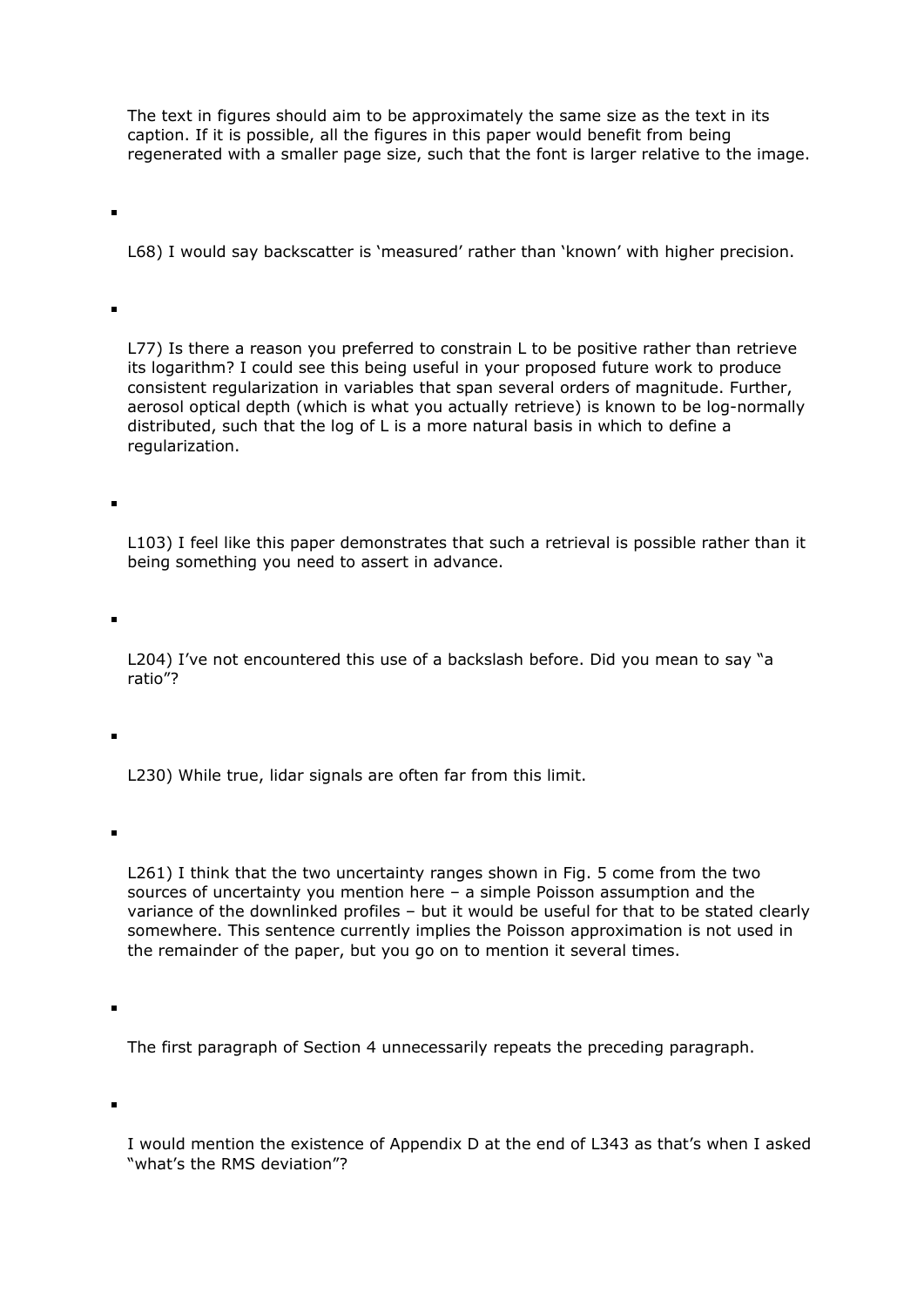The text in figures should aim to be approximately the same size as the text in its caption. If it is possible, all the figures in this paper would benefit from being regenerated with a smaller page size, such that the font is larger relative to the image.

- L68) I would say backscatter is 'measured' rather than 'known' with higher precision.

- L77) Is there a reason you preferred to constrain L to be positive rather than retrieve its logarithm? I could see this being useful in your proposed future work to produce consistent regularization in variables that span several orders of magnitude. Further, aerosol optical depth (which is what you actually retrieve) is known to be log-normally distributed, such that the log of L is a more natural basis in which to define a regularization.

- L103) I feel like this paper demonstrates that such a retrieval is possible rather than it being something you need to assert in advance.

- L204) I've not encountered this use of a backslash before. Did you mean to say "a ratio"?

- L230) While true, lidar signals are often far from this limit.

- L261) I think that the two uncertainty ranges shown in Fig. 5 come from the two sources of uncertainty you mention here – a simple Poisson assumption and the variance of the downlinked profiles – but it would be useful for that to be stated clearly somewhere. This sentence currently implies the Poisson approximation is not used in the remainder of the paper, but you go on to mention it several times.

- The first paragraph of Section 4 unnecessarily repeats the preceding paragraph.

- I would mention the existence of Appendix D at the end of L343 as that's when I asked "what's the RMS deviation"?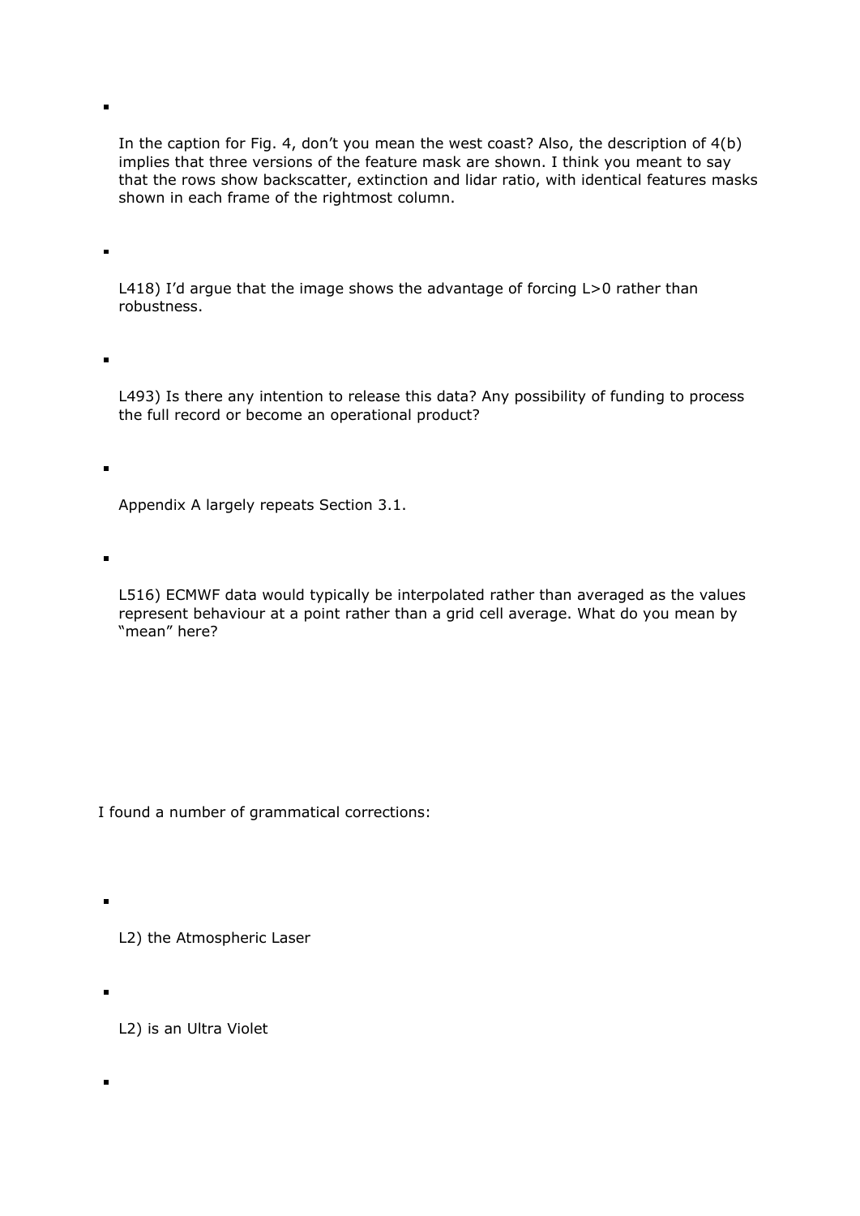- In the caption for Fig. 4, don't you mean the west coast? Also, the description of 4(b) implies that three versions of the feature mask are shown. I think you meant to say that the rows show backscatter, extinction and lidar ratio, with identical features masks shown in each frame of the rightmost column.

- L418) I'd argue that the image shows the advantage of forcing L>0 rather than robustness.

- L493) Is there any intention to release this data? Any possibility of funding to process the full record or become an operational product?

- Appendix A largely repeats Section 3.1.

- L516) ECMWF data would typically be interpolated rather than averaged as the values represent behaviour at a point rather than a grid cell average. What do you mean by "mean" here?

I found a number of grammatical corrections:

- L2) the Atmospheric Laser

- L2) is an Ultra Violet

-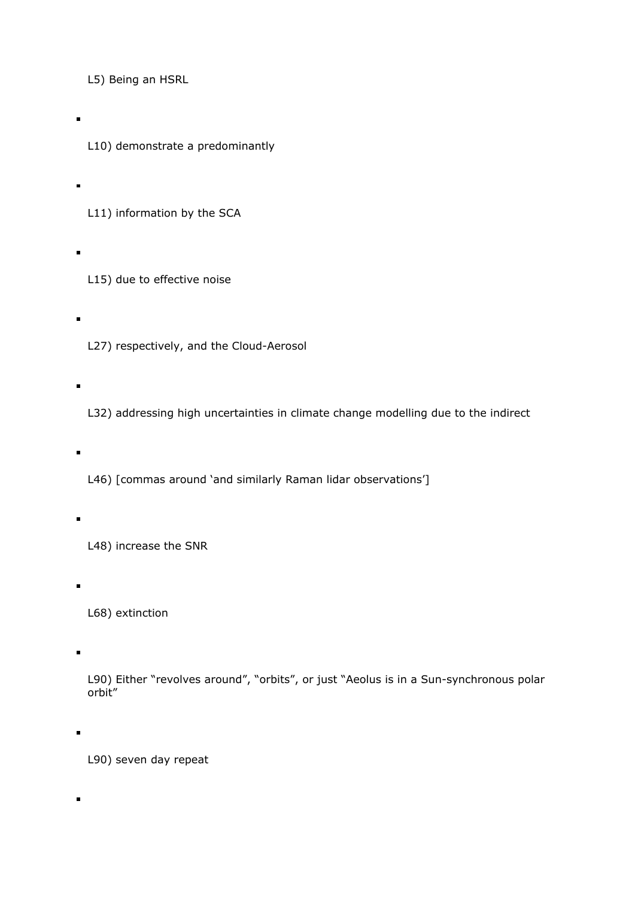L5) Being an HSRL

- L10) demonstrate a predominantly

- L11) information by the SCA

- L15) due to effective noise

- L27) respectively, and the Cloud-Aerosol

- L32) addressing high uncertainties in climate change modelling due to the indirect

- L46) [commas around 'and similarly Raman lidar observations']

- L48) increase the SNR

- L68) extinction

- L90) Either "revolves around", "orbits", or just "Aeolus is in a Sun-synchronous polar orbit"

- L90) seven day repeat

-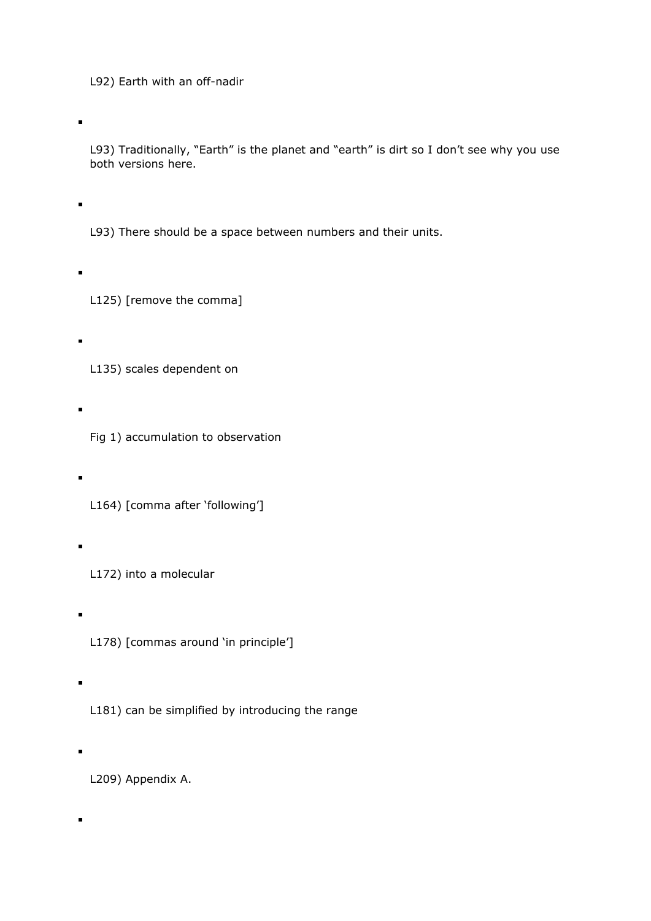L92) Earth with an off-nadir

- L93) Traditionally, “Earth” is the planet and “earth” is dirt so I don’t see why you use both versions here.

- L93) There should be a space between numbers and their units.

- L125) [remove the comma]

- L135) scales dependent on

- Fig 1) accumulation to observation

- L164) [comma after ‘following’]

- L172) into a molecular

- L178) [commas around ‘in principle’]

- L181) can be simplified by introducing the range

- L209) Appendix A.

-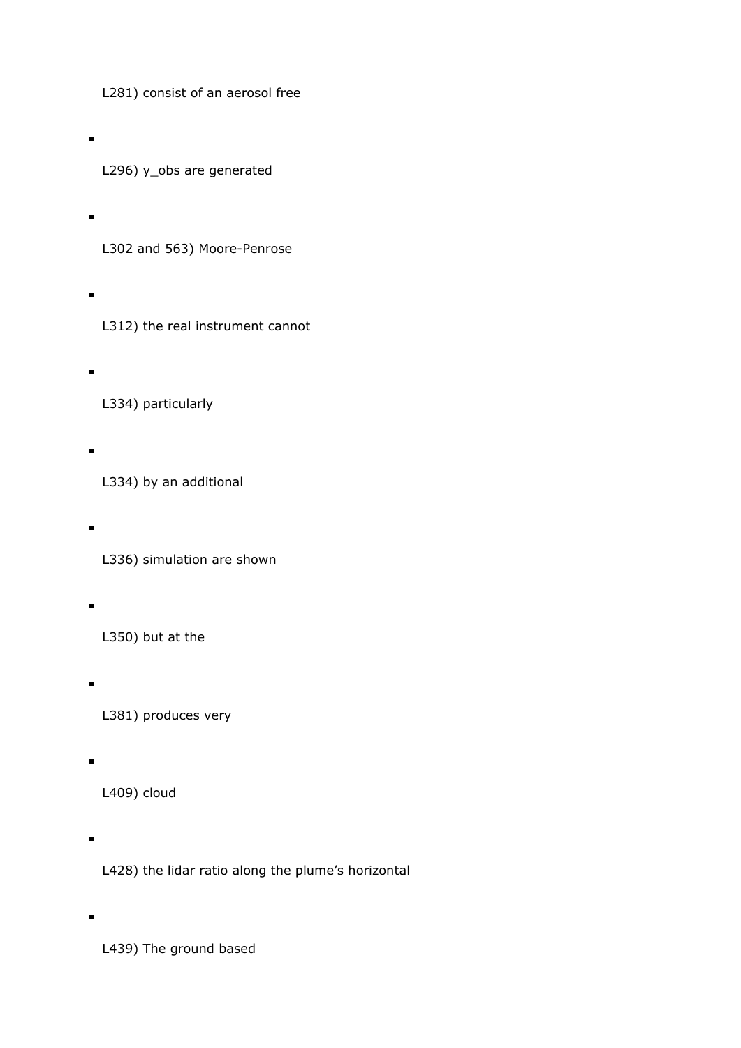L281) consist of an aerosol free

- L296) y_obs are generated

- L302 and 563) Moore-Penrose

- L312) the real instrument cannot

- L334) particularly

- L334) by an additional

- L336) simulation are shown

- L350) but at the

- L381) produces very

- L409) cloud

- L428) the lidar ratio along the plume's horizontal

- L439) The ground based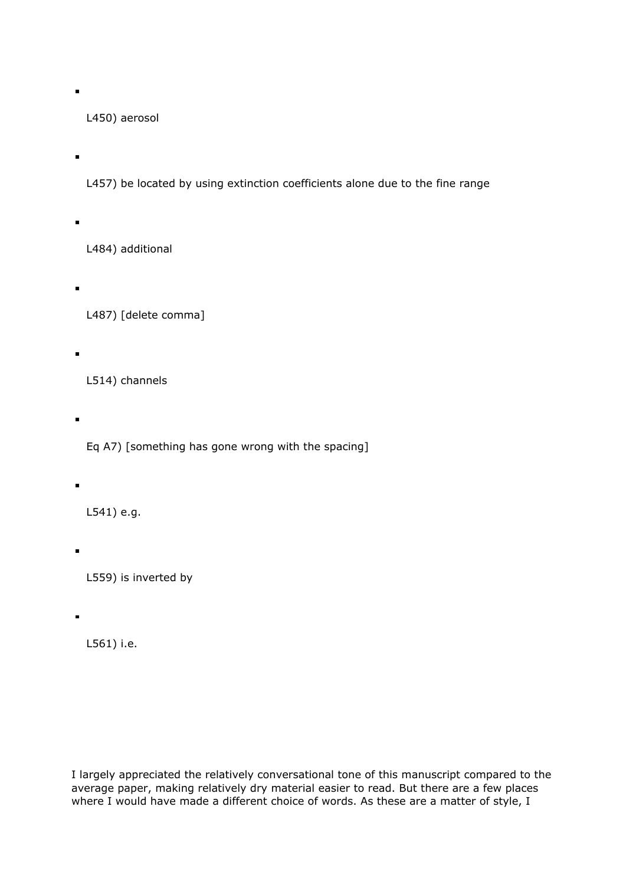- L450) aerosol

- L457) be located by using extinction coefficients alone due to the fine range

- L484) additional

- L487) [delete comma]

- L514) channels

- Eq A7) [something has gone wrong with the spacing]

- L541) e.g.

- L559) is inverted by

- L561) i.e.

I largely appreciated the relatively conversational tone of this manuscript compared to the average paper, making relatively dry material easier to read. But there are a few places where I would have made a different choice of words. As these are a matter of style, I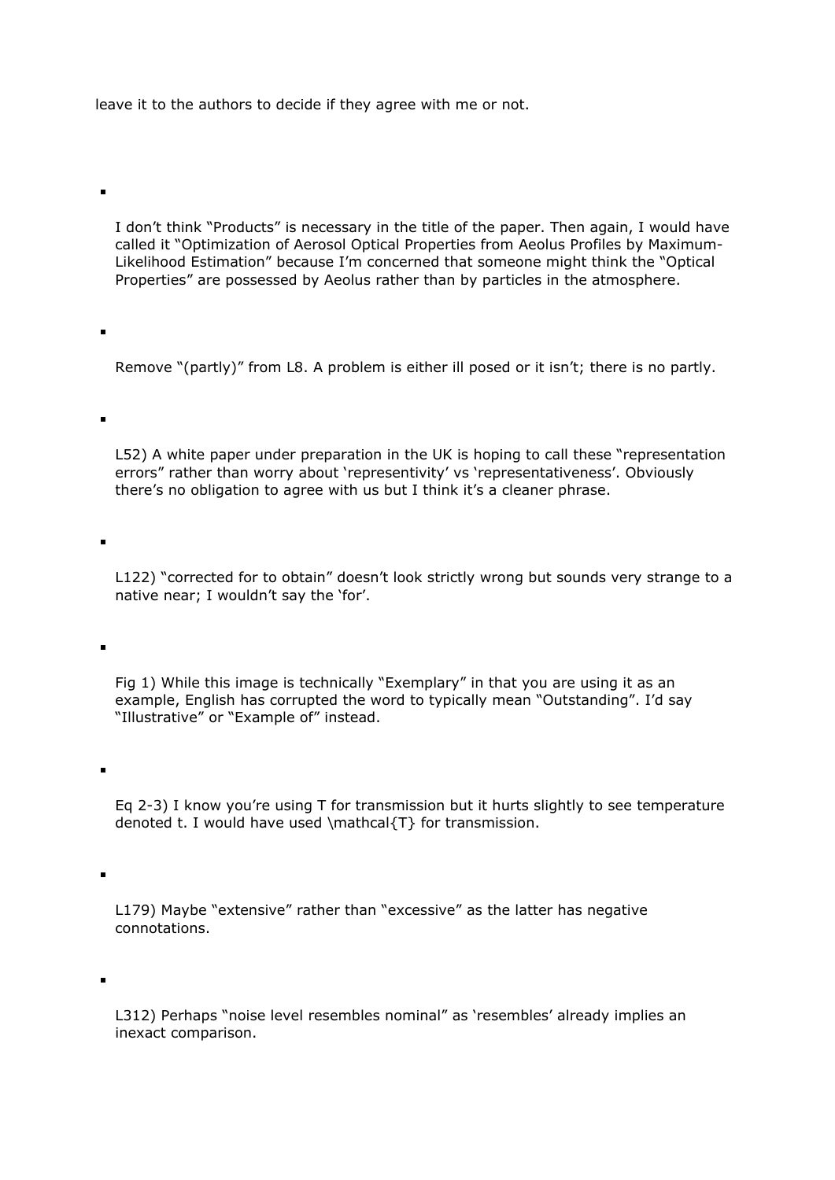leave it to the authors to decide if they agree with me or not.

- I don't think "Products" is necessary in the title of the paper. Then again, I would have called it "Optimization of Aerosol Optical Properties from Aeolus Profiles by Maximum-Likelihood Estimation" because I'm concerned that someone might think the "Optical Properties" are possessed by Aeolus rather than by particles in the atmosphere.

- Remove "(partly)" from L8. A problem is either ill posed or it isn't; there is no partly.

- L52) A white paper under preparation in the UK is hoping to call these "representation errors" rather than worry about 'representivity' vs 'representativeness'. Obviously there's no obligation to agree with us but I think it's a cleaner phrase.

- L122) "corrected for to obtain" doesn't look strictly wrong but sounds very strange to a native near; I wouldn't say the 'for'.

- Fig 1) While this image is technically "Exemplary" in that you are using it as an example, English has corrupted the word to typically mean "Outstanding". I'd say "Illustrative" or "Example of" instead.

- Eq 2-3) I know you're using T for transmission but it hurts slightly to see temperature denoted t. I would have used \mathcal{T} for transmission.

- L179) Maybe "extensive" rather than "excessive" as the latter has negative connotations.

- L312) Perhaps "noise level resembles nominal" as 'resembles' already implies an inexact comparison.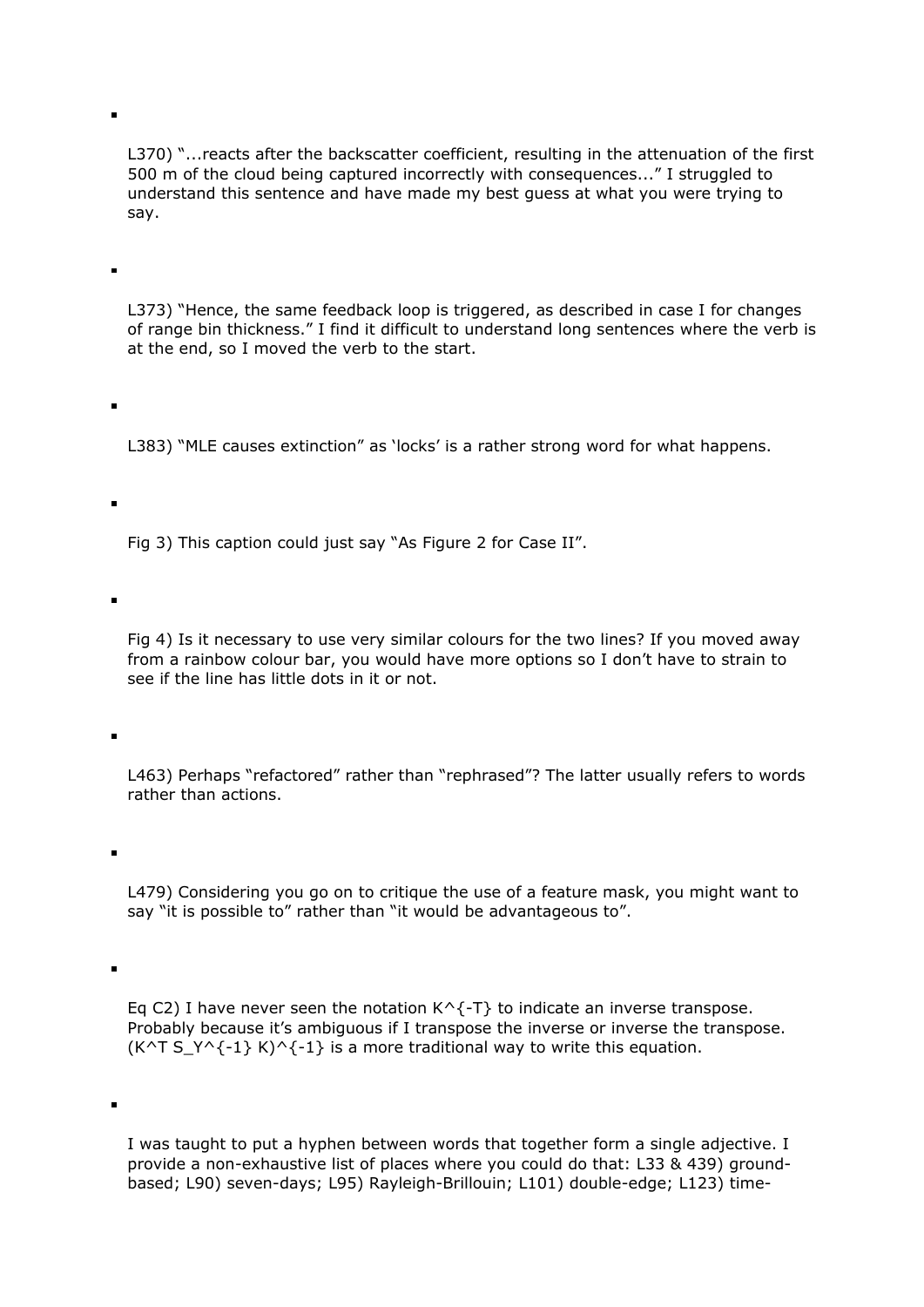- L370) "...reacts after the backscatter coefficient, resulting in the attenuation of the first 500 m of the cloud being captured incorrectly with consequences..." I struggled to understand this sentence and have made my best guess at what you were trying to say.

- L373) "Hence, the same feedback loop is triggered, as described in case I for changes of range bin thickness." I find it difficult to understand long sentences where the verb is at the end, so I moved the verb to the start.

- L383) "MLE causes extinction" as 'locks' is a rather strong word for what happens.

- Fig 3) This caption could just say "As Figure 2 for Case II".

- Fig 4) Is it necessary to use very similar colours for the two lines? If you moved away from a rainbow colour bar, you would have more options so I don't have to strain to see if the line has little dots in it or not.

- L463) Perhaps "refactored" rather than "rephrased"? The latter usually refers to words rather than actions.

- L479) Considering you go on to critique the use of a feature mask, you might want to say "it is possible to" rather than "it would be advantageous to".

- Eq C2) I have never seen the notation K^{-T} to indicate an inverse transpose. Probably because it's ambiguous if I transpose the inverse or inverse the transpose. (K^T S_Y^{-1} K)^{-1} is a more traditional way to write this equation.

- I was taught to put a hyphen between words that together form a single adjective. I provide a non-exhaustive list of places where you could do that: L33 & 439) ground-based; L90) seven-days; L95) Rayleigh-Brillouin; L101) double-edge; L123) time-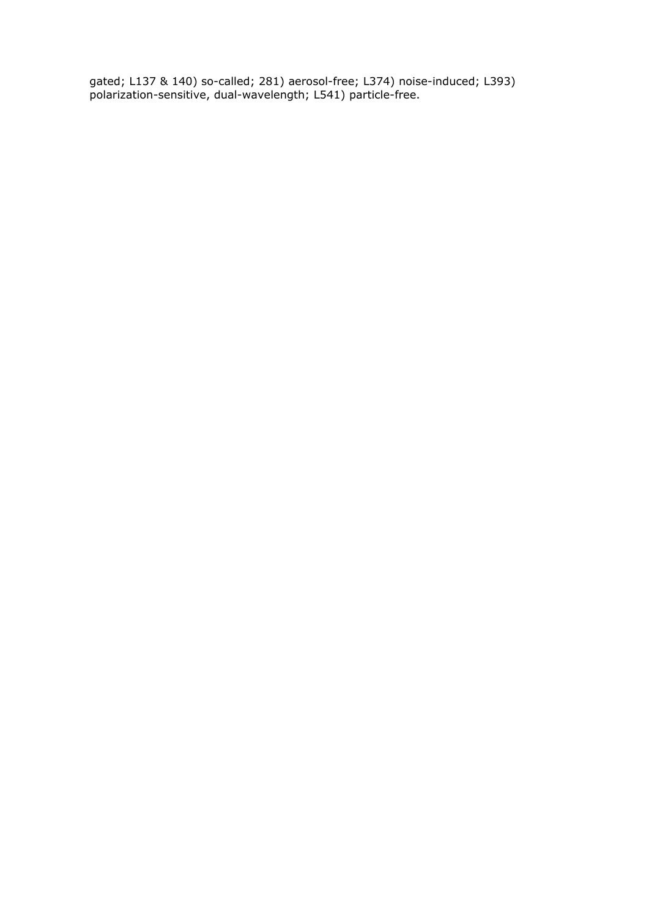gated; L137 & 140) so-called; 281) aerosol-free; L374) noise-induced; L393) polarization-sensitive, dual-wavelength; L541) particle-free.